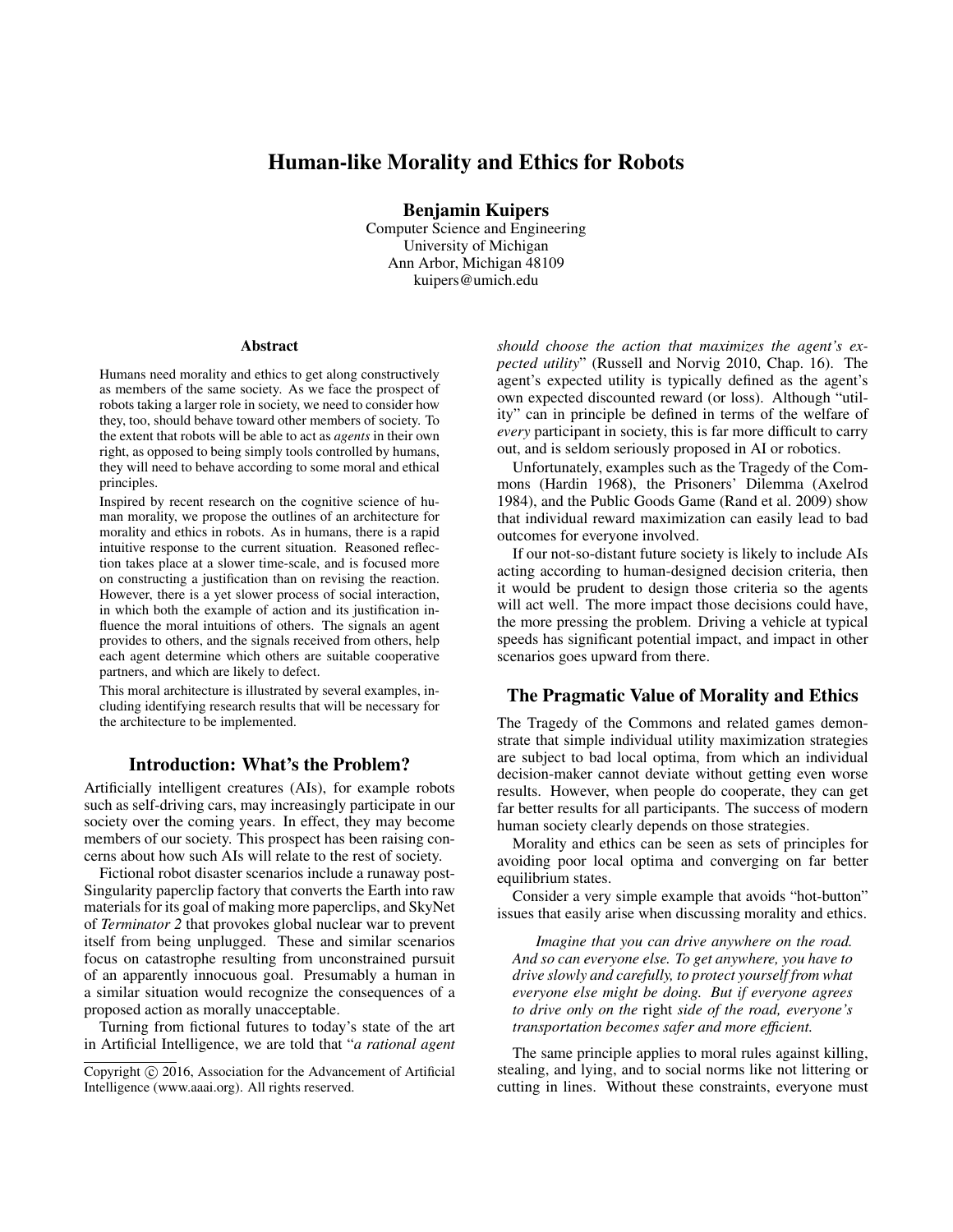# Human-like Morality and Ethics for Robots

**Benjamin Kuipers**
Computer Science and Engineering
University of Michigan
Ann Arbor, Michigan 48109
kuipers@umich.edu

### Abstract

Humans need morality and ethics to get along constructively as members of the same society. As we face the prospect of robots taking a larger role in society, we need to consider how they, too, should behave toward other members of society. To the extent that robots will be able to act as *agents* in their own right, as opposed to being simply tools controlled by humans, they will need to behave according to some moral and ethical principles.

Inspired by recent research on the cognitive science of human morality, we propose the outlines of an architecture for morality and ethics in robots. As in humans, there is a rapid intuitive response to the current situation. Reasoned reflection takes place at a slower time-scale, and is focused more on constructing a justification than on revising the reaction. However, there is a yet slower process of social interaction, in which both the example of action and its justification influence the moral intuitions of others. The signals an agent provides to others, and the signals received from others, help each agent determine which others are suitable cooperative partners, and which are likely to defect.

This moral architecture is illustrated by several examples, including identifying research results that will be necessary for the architecture to be implemented.

## Introduction: What's the Problem?

Artificially intelligent creatures (AIs), for example robots such as self-driving cars, may increasingly participate in our society over the coming years. In effect, they may become members of our society. This prospect has been raising concerns about how such AIs will relate to the rest of society.

Fictional robot disaster scenarios include a runaway post-Singularity paperclip factory that converts the Earth into raw materials for its goal of making more paperclips, and SkyNet of *Terminator 2* that provokes global nuclear war to prevent itself from being unplugged. These and similar scenarios focus on catastrophe resulting from unconstrained pursuit of an apparently innocuous goal. Presumably a human in a similar situation would recognize the consequences of a proposed action as morally unacceptable.

Turning from fictional futures to today's state of the art in Artificial Intelligence, we are told that "*a rational agent should choose the action that maximizes the agent's expected utility*" (Russell and Norvig 2010, Chap. 16). The agent's expected utility is typically defined as the agent's own expected discounted reward (or loss). Although "utility" can in principle be defined in terms of the welfare of *every* participant in society, this is far more difficult to carry out, and is seldom seriously proposed in AI or robotics.

Unfortunately, examples such as the Tragedy of the Commons (Hardin 1968), the Prisoners' Dilemma (Axelrod 1984), and the Public Goods Game (Rand et al. 2009) show that individual reward maximization can easily lead to bad outcomes for everyone involved.

If our not-so-distant future society is likely to include AIs acting according to human-designed decision criteria, then it would be prudent to design those criteria so the agents will act well. The more impact those decisions could have, the more pressing the problem. Driving a vehicle at typical speeds has significant potential impact, and impact in other scenarios goes upward from there.

## The Pragmatic Value of Morality and Ethics

The Tragedy of the Commons and related games demonstrate that simple individual utility maximization strategies are subject to bad local optima, from which an individual decision-maker cannot deviate without getting even worse results. However, when people do cooperate, they can get far better results for all participants. The success of modern human society clearly depends on those strategies.

Morality and ethics can be seen as sets of principles for avoiding poor local optima and converging on far better equilibrium states.

Consider a very simple example that avoids "hot-button" issues that easily arise when discussing morality and ethics.

> *Imagine that you can drive anywhere on the road. And so can everyone else. To get anywhere, you have to drive slowly and carefully, to protect yourself from what everyone else might be doing. But if everyone agrees to drive only on the* right *side of the road, everyone's transportation becomes safer and more efficient.*

The same principle applies to moral rules against killing, stealing, and lying, and to social norms like not littering or cutting in lines. Without these constraints, everyone must

Copyright © 2016, Association for the Advancement of Artificial Intelligence (www.aaai.org). All rights reserved.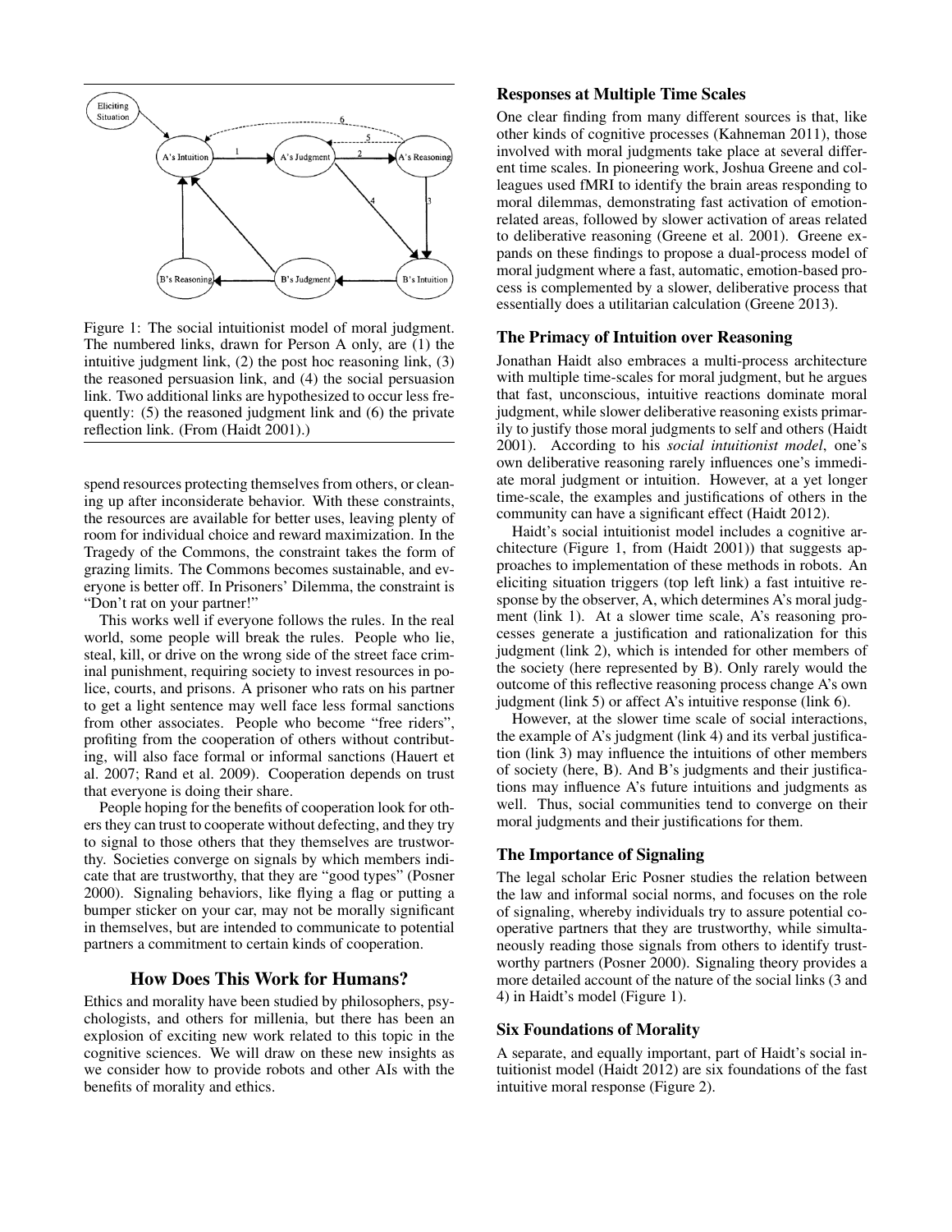Eliciting Situation

A's Intuition

A's Judgment

A's Reasoning

B's Reasoning

B's Judgment

B's Intuition

1

2

3

4

5

6

Figure 1: The social intuitionist model of moral judgment. The numbered links, drawn for Person A only, are (1) the intuitive judgment link, (2) the post hoc reasoning link, (3) the reasoned persuasion link, and (4) the social persuasion link. Two additional links are hypothesized to occur less frequently: (5) the reasoned judgment link and (6) the private reflection link. (From (Haidt 2001).)

spend resources protecting themselves from others, or cleaning up after inconsiderate behavior. With these constraints, the resources are available for better uses, leaving plenty of room for individual choice and reward maximization. In the Tragedy of the Commons, the constraint takes the form of grazing limits. The Commons becomes sustainable, and everyone is better off. In Prisoners' Dilemma, the constraint is "Don't rat on your partner!"

This works well if everyone follows the rules. In the real world, some people will break the rules. People who lie, steal, kill, or drive on the wrong side of the street face criminal punishment, requiring society to invest resources in police, courts, and prisons. A prisoner who rats on his partner to get a light sentence may well face less formal sanctions from other associates. People who become "free riders", profiting from the cooperation of others without contributing, will also face formal or informal sanctions (Hauert et al. 2007; Rand et al. 2009). Cooperation depends on trust that everyone is doing their share.

People hoping for the benefits of cooperation look for others they can trust to cooperate without defecting, and they try to signal to those others that they themselves are trustworthy. Societies converge on signals by which members indicate that are trustworthy, that they are "good types" (Posner 2000). Signaling behaviors, like flying a flag or putting a bumper sticker on your car, may not be morally significant in themselves, but are intended to communicate to potential partners a commitment to certain kinds of cooperation.

## How Does This Work for Humans?

Ethics and morality have been studied by philosophers, psychologists, and others for millenia, but there has been an explosion of exciting new work related to this topic in the cognitive sciences. We will draw on these new insights as we consider how to provide robots and other AIs with the benefits of morality and ethics.

### Responses at Multiple Time Scales

One clear finding from many different sources is that, like other kinds of cognitive processes (Kahneman 2011), those involved with moral judgments take place at several different time scales. In pioneering work, Joshua Greene and colleagues used fMRI to identify the brain areas responding to moral dilemmas, demonstrating fast activation of emotion-related areas, followed by slower activation of areas related to deliberative reasoning (Greene et al. 2001). Greene expands on these findings to propose a dual-process model of moral judgment where a fast, automatic, emotion-based process is complemented by a slower, deliberative process that essentially does a utilitarian calculation (Greene 2013).

### The Primacy of Intuition over Reasoning

Jonathan Haidt also embraces a multi-process architecture with multiple time-scales for moral judgment, but he argues that fast, unconscious, intuitive reactions dominate moral judgment, while slower deliberative reasoning exists primarily to justify those moral judgments to self and others (Haidt 2001). According to his *social intuitionist model*, one's own deliberative reasoning rarely influences one's immediate moral judgment or intuition. However, at a yet longer time-scale, the examples and justifications of others in the community can have a significant effect (Haidt 2012).

Haidt's social intuitionist model includes a cognitive architecture (Figure 1, from (Haidt 2001)) that suggests approaches to implementation of these methods in robots. An eliciting situation triggers (top left link) a fast intuitive response by the observer, A, which determines A's moral judgment (link 1). At a slower time scale, A's reasoning processes generate a justification and rationalization for this judgment (link 2), which is intended for other members of the society (here represented by B). Only rarely would the outcome of this reflective reasoning process change A's own judgment (link 5) or affect A's intuitive response (link 6).

However, at the slower time scale of social interactions, the example of A's judgment (link 4) and its verbal justification (link 3) may influence the intuitions of other members of society (here, B). And B's judgments and their justifications may influence A's future intuitions and judgments as well. Thus, social communities tend to converge on their moral judgments and their justifications for them.

### The Importance of Signaling

The legal scholar Eric Posner studies the relation between the law and informal social norms, and focuses on the role of signaling, whereby individuals try to assure potential cooperative partners that they are trustworthy, while simultaneously reading those signals from others to identify trustworthy partners (Posner 2000). Signaling theory provides a more detailed account of the nature of the social links (3 and 4) in Haidt's model (Figure 1).

### Six Foundations of Morality

A separate, and equally important, part of Haidt's social intuitionist model (Haidt 2012) are six foundations of the fast intuitive moral response (Figure 2).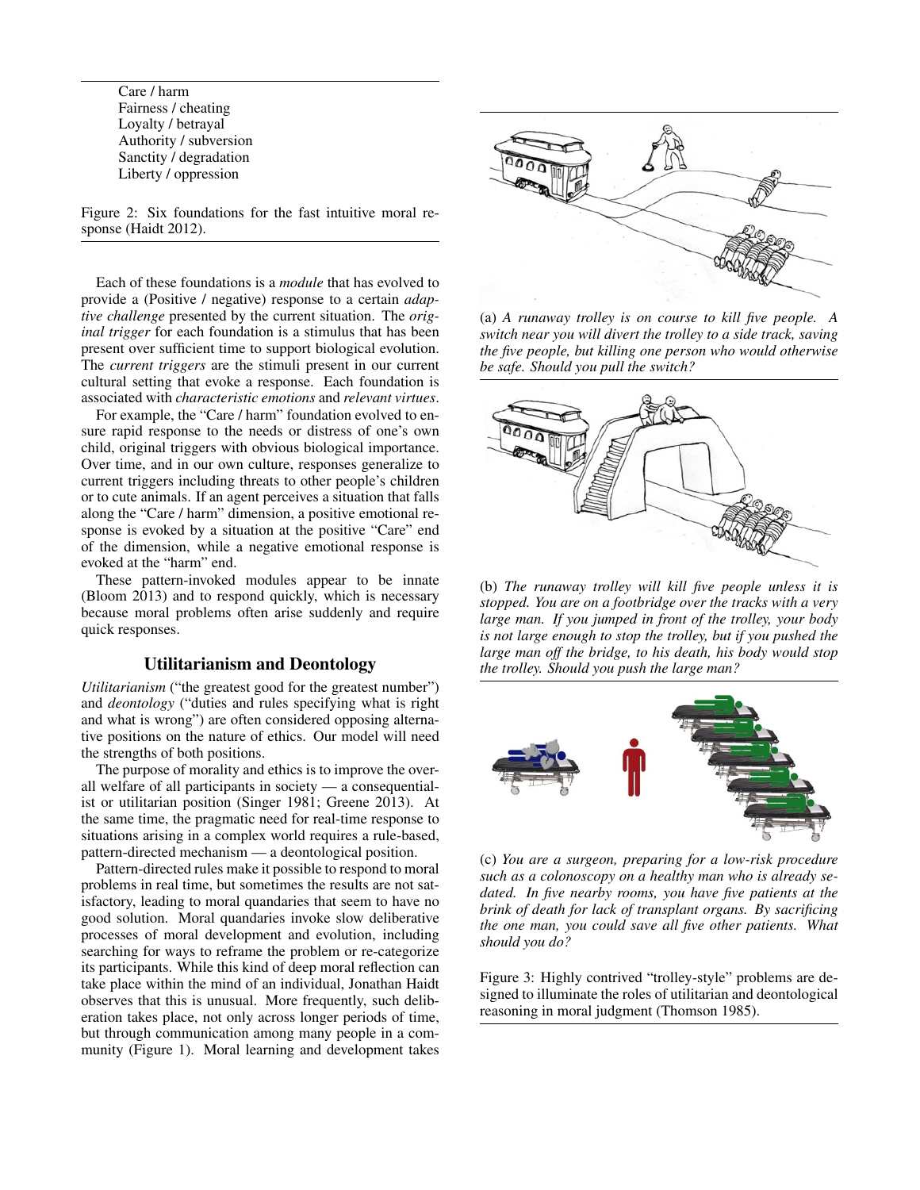Care / harm
Fairness / cheating
Loyalty / betrayal
Authority / subversion
Sanctity / degradation
Liberty / oppression

Figure 2: Six foundations for the fast intuitive moral response (Haidt 2012).

Each of these foundations is a *module* that has evolved to provide a (Positive / negative) response to a certain *adaptive challenge* presented by the current situation. The *original trigger* for each foundation is a stimulus that has been present over sufficient time to support biological evolution. The *current triggers* are the stimuli present in our current cultural setting that evoke a response. Each foundation is associated with *characteristic emotions* and *relevant virtues*.

For example, the "Care / harm" foundation evolved to ensure rapid response to the needs or distress of one's own child, original triggers with obvious biological importance. Over time, and in our own culture, responses generalize to current triggers including threats to other people's children or to cute animals. If an agent perceives a situation that falls along the "Care / harm" dimension, a positive emotional response is evoked by a situation at the positive "Care" end of the dimension, while a negative emotional response is evoked at the "harm" end.

These pattern-invoked modules appear to be innate (Bloom 2013) and to respond quickly, which is necessary because moral problems often arise suddenly and require quick responses.

## Utilitarianism and Deontology

*Utilitarianism* ("the greatest good for the greatest number") and *deontology* ("duties and rules specifying what is right and what is wrong") are often considered opposing alternative positions on the nature of ethics. Our model will need the strengths of both positions.

The purpose of morality and ethics is to improve the overall welfare of all participants in society — a consequentialist or utilitarian position (Singer 1981; Greene 2013). At the same time, the pragmatic need for real-time response to situations arising in a complex world requires a rule-based, pattern-directed mechanism — a deontological position.

Pattern-directed rules make it possible to respond to moral problems in real time, but sometimes the results are not satisfactory, leading to moral quandaries that seem to have no good solution. Moral quandaries invoke slow deliberative processes of moral development and evolution, including searching for ways to reframe the problem or re-categorize its participants. While this kind of deep moral reflection can take place within the mind of an individual, Jonathan Haidt observes that this is unusual. More frequently, such deliberation takes place, not only across longer periods of time, but through communication among many people in a community (Figure 1). Moral learning and development takes

(a) *A runaway trolley is on course to kill five people. A switch near you will divert the trolley to a side track, saving the five people, but killing one person who would otherwise be safe. Should you pull the switch?*

(b) *The runaway trolley will kill five people unless it is stopped. You are on a footbridge over the tracks with a very large man. If you jumped in front of the trolley, your body is not large enough to stop the trolley, but if you pushed the large man off the bridge, to his death, his body would stop the trolley. Should you push the large man?*

(c) *You are a surgeon, preparing for a low-risk procedure such as a colonoscopy on a healthy man who is already sedated. In five nearby rooms, you have five patients at the brink of death for lack of transplant organs. By sacrificing the one man, you could save all five other patients. What should you do?*

Figure 3: Highly contrived "trolley-style" problems are designed to illuminate the roles of utilitarian and deontological reasoning in moral judgment (Thomson 1985).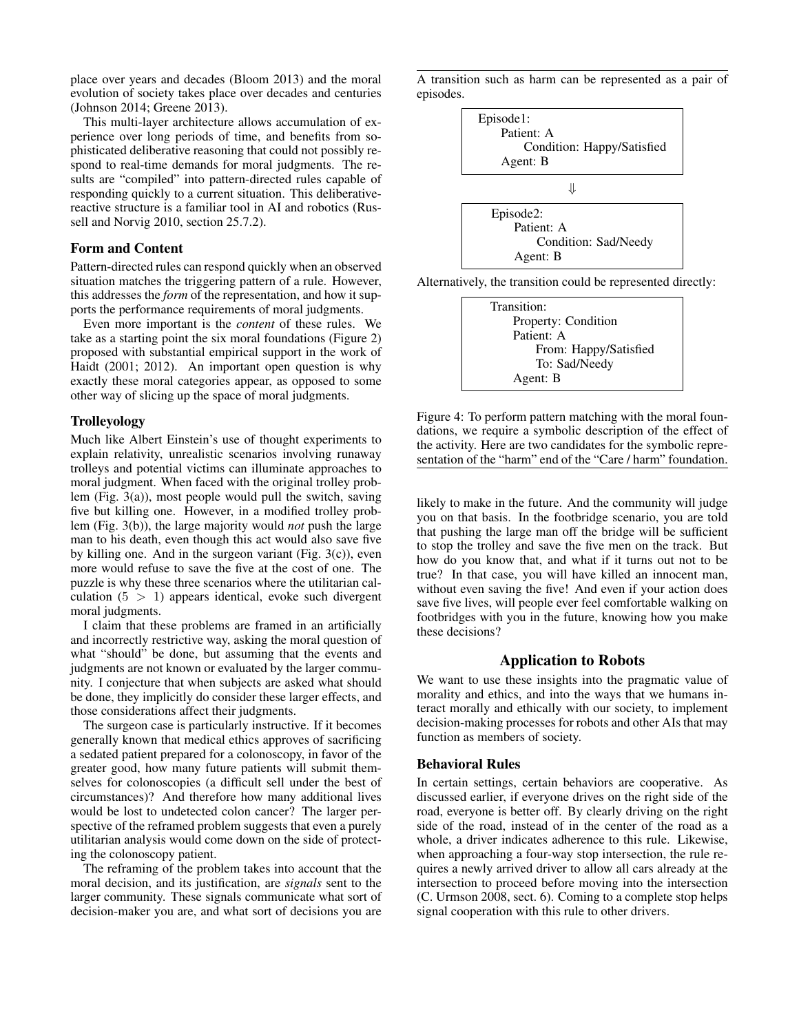place over years and decades (Bloom 2013) and the moral evolution of society takes place over decades and centuries (Johnson 2014; Greene 2013).

This multi-layer architecture allows accumulation of experience over long periods of time, and benefits from sophisticated deliberative reasoning that could not possibly respond to real-time demands for moral judgments. The results are "compiled" into pattern-directed rules capable of responding quickly to a current situation. This deliberative-reactive structure is a familiar tool in AI and robotics (Russell and Norvig 2010, section 25.7.2).

### Form and Content

Pattern-directed rules can respond quickly when an observed situation matches the triggering pattern of a rule. However, this addresses the *form* of the representation, and how it supports the performance requirements of moral judgments.

Even more important is the *content* of these rules. We take as a starting point the six moral foundations (Figure 2) proposed with substantial empirical support in the work of Haidt (2001; 2012). An important open question is why exactly these moral categories appear, as opposed to some other way of slicing up the space of moral judgments.

### Trolleyology

Much like Albert Einstein's use of thought experiments to explain relativity, unrealistic scenarios involving runaway trolleys and potential victims can illuminate approaches to moral judgment. When faced with the original trolley problem (Fig. 3(a)), most people would pull the switch, saving five but killing one. However, in a modified trolley problem (Fig. 3(b)), the large majority would *not* push the large man to his death, even though this act would also save five by killing one. And in the surgeon variant (Fig. 3(c)), even more would refuse to save the five at the cost of one. The puzzle is why these three scenarios where the utilitarian calculation ($5 > 1$) appears identical, evoke such divergent moral judgments.

I claim that these problems are framed in an artificially and incorrectly restrictive way, asking the moral question of what "should" be done, but assuming that the events and judgments are not known or evaluated by the larger community. I conjecture that when subjects are asked what should be done, they implicitly do consider these larger effects, and those considerations affect their judgments.

The surgeon case is particularly instructive. If it becomes generally known that medical ethics approves of sacrificing a sedated patient prepared for a colonoscopy, in favor of the greater good, how many future patients will submit themselves for colonoscopies (a difficult sell under the best of circumstances)? And therefore how many additional lives would be lost to undetected colon cancer? The larger perspective of the reframed problem suggests that even a purely utilitarian analysis would come down on the side of protecting the colonoscopy patient.

The reframing of the problem takes into account that the moral decision, and its justification, are *signals* sent to the larger community. These signals communicate what sort of decision-maker you are, and what sort of decisions you are likely to make in the future. And the community will judge you on that basis. In the footbridge scenario, you are told that pushing the large man off the bridge will be sufficient to stop the trolley and save the five men on the track. But how do you know that, and what if it turns out not to be true? In that case, you will have killed an innocent man, without even saving the five! And even if your action does save five lives, will people ever feel comfortable walking on footbridges with you in the future, knowing how you make these decisions?

A transition such as harm can be represented as a pair of episodes.

```
Episode1:
    Patient: A
        Condition: Happy/Satisfied
    Agent: B

        ⇓

Episode2:
    Patient: A
        Condition: Sad/Needy
    Agent: B
```

Alternatively, the transition could be represented directly:

```
Transition:
    Property: Condition
    Patient: A
        From: Happy/Satisfied
        To: Sad/Needy
    Agent: B
```

Figure 4: To perform pattern matching with the moral foundations, we require a symbolic description of the effect of the activity. Here are two candidates for the symbolic representation of the "harm" end of the "Care / harm" foundation.

## Application to Robots

We want to use these insights into the pragmatic value of morality and ethics, and into the ways that we humans interact morally and ethically with our society, to implement decision-making processes for robots and other AIs that may function as members of society.

### Behavioral Rules

In certain settings, certain behaviors are cooperative. As discussed earlier, if everyone drives on the right side of the road, everyone is better off. By clearly driving on the right side of the road, instead of in the center of the road as a whole, a driver indicates adherence to this rule. Likewise, when approaching a four-way stop intersection, the rule requires a newly arrived driver to allow all cars already at the intersection to proceed before moving into the intersection (C. Urmson 2008, sect. 6). Coming to a complete stop helps signal cooperation with this rule to other drivers.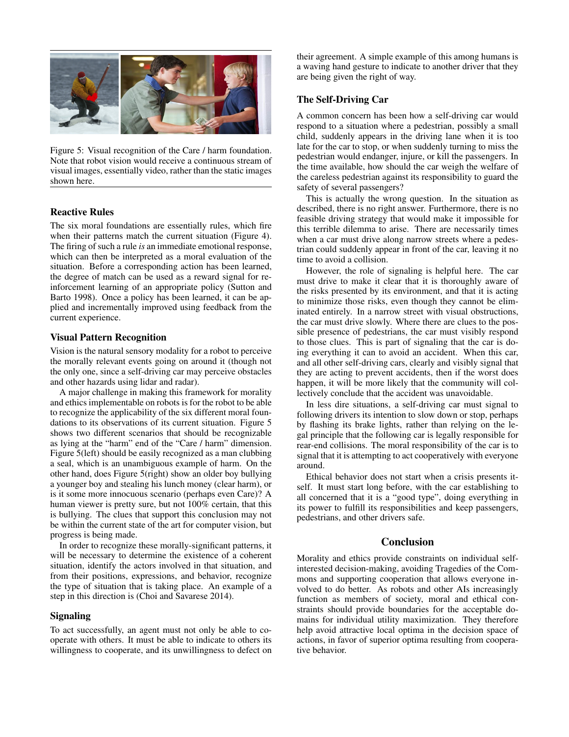Figure 5: Visual recognition of the Care / harm foundation. Note that robot vision would receive a continuous stream of visual images, essentially video, rather than the static images shown here.

### Reactive Rules

The six moral foundations are essentially rules, which fire when their patterns match the current situation (Figure 4). The firing of such a rule *is* an immediate emotional response, which can then be interpreted as a moral evaluation of the situation. Before a corresponding action has been learned, the degree of match can be used as a reward signal for reinforcement learning of an appropriate policy (Sutton and Barto 1998). Once a policy has been learned, it can be applied and incrementally improved using feedback from the current experience.

### Visual Pattern Recognition

Vision is the natural sensory modality for a robot to perceive the morally relevant events going on around it (though not the only one, since a self-driving car may perceive obstacles and other hazards using lidar and radar).

A major challenge in making this framework for morality and ethics implementable on robots is for the robot to be able to recognize the applicability of the six different moral foundations to its observations of its current situation. Figure 5 shows two different scenarios that should be recognizable as lying at the "harm" end of the "Care / harm" dimension. Figure 5(left) should be easily recognized as a man clubbing a seal, which is an unambiguous example of harm. On the other hand, does Figure 5(right) show an older boy bullying a younger boy and stealing his lunch money (clear harm), or is it some more innocuous scenario (perhaps even Care)? A human viewer is pretty sure, but not 100% certain, that this is bullying. The clues that support this conclusion may not be within the current state of the art for computer vision, but progress is being made.

In order to recognize these morally-significant patterns, it will be necessary to determine the existence of a coherent situation, identify the actors involved in that situation, and from their positions, expressions, and behavior, recognize the type of situation that is taking place. An example of a step in this direction is (Choi and Savarese 2014).

### Signaling

To act successfully, an agent must not only be able to cooperate with others. It must be able to indicate to others its willingness to cooperate, and its unwillingness to defect on their agreement. A simple example of this among humans is a waving hand gesture to indicate to another driver that they are being given the right of way.

### The Self-Driving Car

A common concern has been how a self-driving car would respond to a situation where a pedestrian, possibly a small child, suddenly appears in the driving lane when it is too late for the car to stop, or when suddenly turning to miss the pedestrian would endanger, injure, or kill the passengers. In the time available, how should the car weigh the welfare of the careless pedestrian against its responsibility to guard the safety of several passengers?

This is actually the wrong question. In the situation as described, there is no right answer. Furthermore, there is no feasible driving strategy that would make it impossible for this terrible dilemma to arise. There are necessarily times when a car must drive along narrow streets where a pedestrian could suddenly appear in front of the car, leaving it no time to avoid a collision.

However, the role of signaling is helpful here. The car must drive to make it clear that it is thoroughly aware of the risks presented by its environment, and that it is acting to minimize those risks, even though they cannot be eliminated entirely. In a narrow street with visual obstructions, the car must drive slowly. Where there are clues to the possible presence of pedestrians, the car must visibly respond to those clues. This is part of signaling that the car is doing everything it can to avoid an accident. When this car, and all other self-driving cars, clearly and visibly signal that they are acting to prevent accidents, then if the worst does happen, it will be more likely that the community will collectively conclude that the accident was unavoidable.

In less dire situations, a self-driving car must signal to following drivers its intention to slow down or stop, perhaps by flashing its brake lights, rather than relying on the legal principle that the following car is legally responsible for rear-end collisions. The moral responsibility of the car is to signal that it is attempting to act cooperatively with everyone around.

Ethical behavior does not start when a crisis presents itself. It must start long before, with the car establishing to all concerned that it is a "good type", doing everything in its power to fulfill its responsibilities and keep passengers, pedestrians, and other drivers safe.

## Conclusion

Morality and ethics provide constraints on individual self-interested decision-making, avoiding Tragedies of the Commons and supporting cooperation that allows everyone involved to do better. As robots and other AIs increasingly function as members of society, moral and ethical constraints should provide boundaries for the acceptable domains for individual utility maximization. They therefore help avoid attractive local optima in the decision space of actions, in favor of superior optima resulting from cooperative behavior.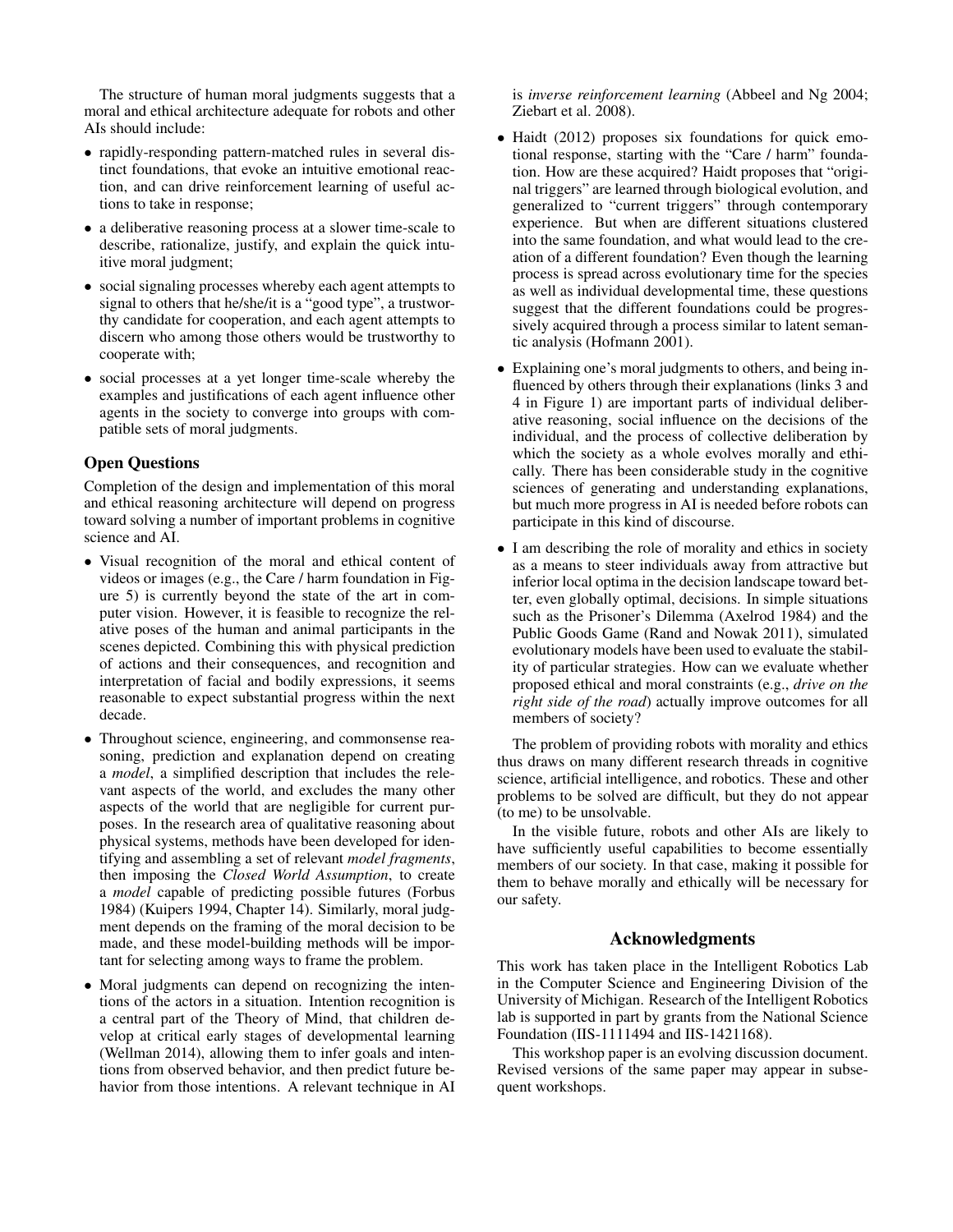The structure of human moral judgments suggests that a moral and ethical architecture adequate for robots and other AIs should include:

- rapidly-responding pattern-matched rules in several distinct foundations, that evoke an intuitive emotional reaction, and can drive reinforcement learning of useful actions to take in response;
- a deliberative reasoning process at a slower time-scale to describe, rationalize, justify, and explain the quick intuitive moral judgment;
- social signaling processes whereby each agent attempts to signal to others that he/she/it is a "good type", a trustworthy candidate for cooperation, and each agent attempts to discern who among those others would be trustworthy to cooperate with;
- social processes at a yet longer time-scale whereby the examples and justifications of each agent influence other agents in the society to converge into groups with compatible sets of moral judgments.

## Open Questions

Completion of the design and implementation of this moral and ethical reasoning architecture will depend on progress toward solving a number of important problems in cognitive science and AI.

- Visual recognition of the moral and ethical content of videos or images (e.g., the Care / harm foundation in Figure 5) is currently beyond the state of the art in computer vision. However, it is feasible to recognize the relative poses of the human and animal participants in the scenes depicted. Combining this with physical prediction of actions and their consequences, and recognition and interpretation of facial and bodily expressions, it seems reasonable to expect substantial progress within the next decade.
- Throughout science, engineering, and commonsense reasoning, prediction and explanation depend on creating a *model*, a simplified description that includes the relevant aspects of the world, and excludes the many other aspects of the world that are negligible for current purposes. In the research area of qualitative reasoning about physical systems, methods have been developed for identifying and assembling a set of relevant *model fragments*, then imposing the *Closed World Assumption*, to create a *model* capable of predicting possible futures (Forbus 1984) (Kuipers 1994, Chapter 14). Similarly, moral judgment depends on the framing of the moral decision to be made, and these model-building methods will be important for selecting among ways to frame the problem.
- Moral judgments can depend on recognizing the intentions of the actors in a situation. Intention recognition is a central part of the Theory of Mind, that children develop at critical early stages of developmental learning (Wellman 2014), allowing them to infer goals and intentions from observed behavior, and then predict future behavior from those intentions. A relevant technique in AI is *inverse reinforcement learning* (Abbeel and Ng 2004; Ziebart et al. 2008).
- Haidt (2012) proposes six foundations for quick emotional response, starting with the "Care / harm" foundation. How are these acquired? Haidt proposes that "original triggers" are learned through biological evolution, and generalized to "current triggers" through contemporary experience. But when are different situations clustered into the same foundation, and what would lead to the creation of a different foundation? Even though the learning process is spread across evolutionary time for the species as well as individual developmental time, these questions suggest that the different foundations could be progressively acquired through a process similar to latent semantic analysis (Hofmann 2001).
- Explaining one's moral judgments to others, and being influenced by others through their explanations (links 3 and 4 in Figure 1) are important parts of individual deliberative reasoning, social influence on the decisions of the individual, and the process of collective deliberation by which the society as a whole evolves morally and ethically. There has been considerable study in the cognitive sciences of generating and understanding explanations, but much more progress in AI is needed before robots can participate in this kind of discourse.
- I am describing the role of morality and ethics in society as a means to steer individuals away from attractive but inferior local optima in the decision landscape toward better, even globally optimal, decisions. In simple situations such as the Prisoner's Dilemma (Axelrod 1984) and the Public Goods Game (Rand and Nowak 2011), simulated evolutionary models have been used to evaluate the stability of particular strategies. How can we evaluate whether proposed ethical and moral constraints (e.g., *drive on the right side of the road*) actually improve outcomes for all members of society?

The problem of providing robots with morality and ethics thus draws on many different research threads in cognitive science, artificial intelligence, and robotics. These and other problems to be solved are difficult, but they do not appear (to me) to be unsolvable.

In the visible future, robots and other AIs are likely to have sufficiently useful capabilities to become essentially members of our society. In that case, making it possible for them to behave morally and ethically will be necessary for our safety.

## Acknowledgments

This work has taken place in the Intelligent Robotics Lab in the Computer Science and Engineering Division of the University of Michigan. Research of the Intelligent Robotics lab is supported in part by grants from the National Science Foundation (IIS-1111494 and IIS-1421168).

This workshop paper is an evolving discussion document. Revised versions of the same paper may appear in subsequent workshops.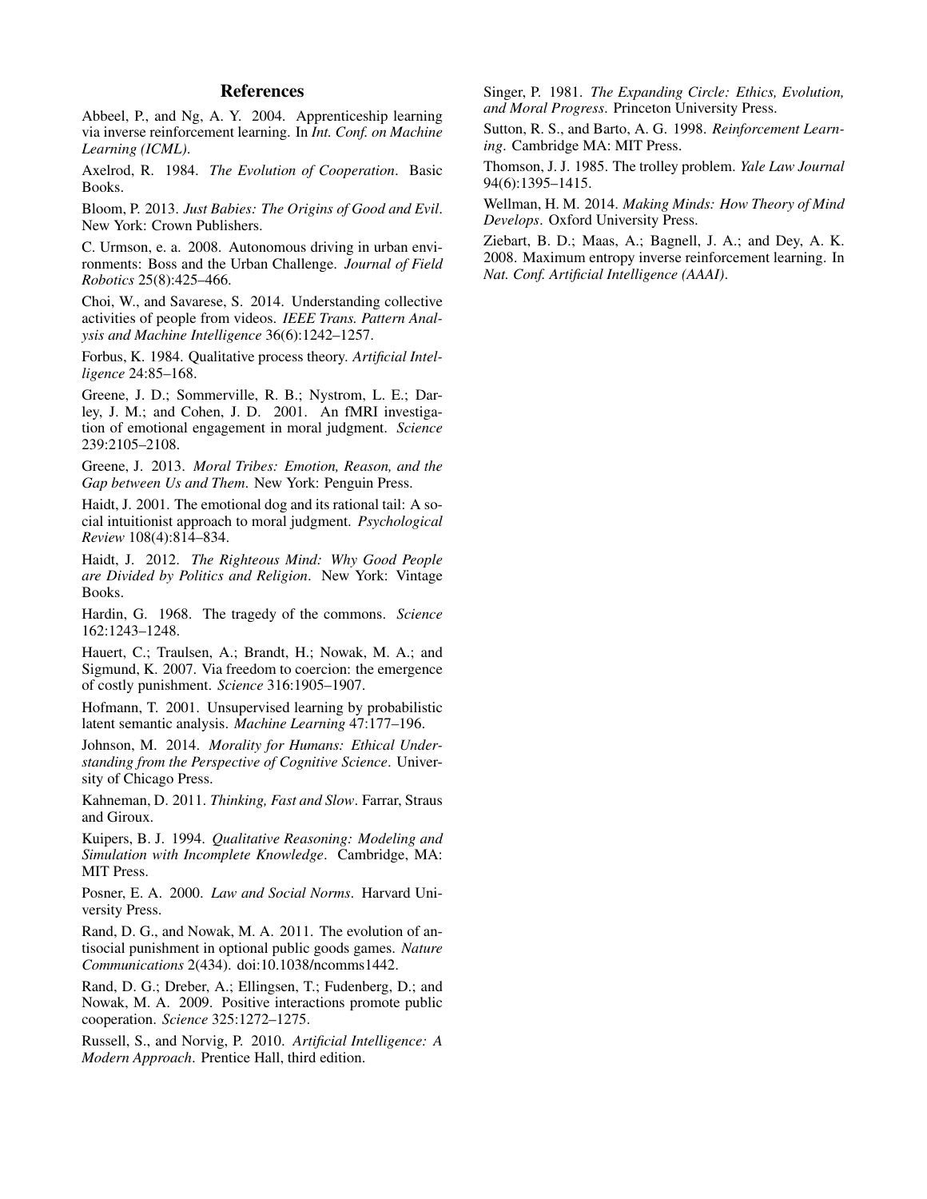## References

Abbeel, P., and Ng, A. Y. 2004. Apprenticeship learning via inverse reinforcement learning. In *Int. Conf. on Machine Learning (ICML)*.

Axelrod, R. 1984. *The Evolution of Cooperation*. Basic Books.

Bloom, P. 2013. *Just Babies: The Origins of Good and Evil*. New York: Crown Publishers.

C. Urmson, e. a. 2008. Autonomous driving in urban environments: Boss and the Urban Challenge. *Journal of Field Robotics* 25(8):425–466.

Choi, W., and Savarese, S. 2014. Understanding collective activities of people from videos. *IEEE Trans. Pattern Analysis and Machine Intelligence* 36(6):1242–1257.

Forbus, K. 1984. Qualitative process theory. *Artificial Intelligence* 24:85–168.

Greene, J. D.; Sommerville, R. B.; Nystrom, L. E.; Darley, J. M.; and Cohen, J. D. 2001. An fMRI investigation of emotional engagement in moral judgment. *Science* 239:2105–2108.

Greene, J. 2013. *Moral Tribes: Emotion, Reason, and the Gap between Us and Them*. New York: Penguin Press.

Haidt, J. 2001. The emotional dog and its rational tail: A social intuitionist approach to moral judgment. *Psychological Review* 108(4):814–834.

Haidt, J. 2012. *The Righteous Mind: Why Good People are Divided by Politics and Religion*. New York: Vintage Books.

Hardin, G. 1968. The tragedy of the commons. *Science* 162:1243–1248.

Hauert, C.; Traulsen, A.; Brandt, H.; Nowak, M. A.; and Sigmund, K. 2007. Via freedom to coercion: the emergence of costly punishment. *Science* 316:1905–1907.

Hofmann, T. 2001. Unsupervised learning by probabilistic latent semantic analysis. *Machine Learning* 47:177–196.

Johnson, M. 2014. *Morality for Humans: Ethical Understanding from the Perspective of Cognitive Science*. University of Chicago Press.

Kahneman, D. 2011. *Thinking, Fast and Slow*. Farrar, Straus and Giroux.

Kuipers, B. J. 1994. *Qualitative Reasoning: Modeling and Simulation with Incomplete Knowledge*. Cambridge, MA: MIT Press.

Posner, E. A. 2000. *Law and Social Norms*. Harvard University Press.

Rand, D. G., and Nowak, M. A. 2011. The evolution of antisocial punishment in optional public goods games. *Nature Communications* 2(434). doi:10.1038/ncomms1442.

Rand, D. G.; Dreber, A.; Ellingsen, T.; Fudenberg, D.; and Nowak, M. A. 2009. Positive interactions promote public cooperation. *Science* 325:1272–1275.

Russell, S., and Norvig, P. 2010. *Artificial Intelligence: A Modern Approach*. Prentice Hall, third edition.

Singer, P. 1981. *The Expanding Circle: Ethics, Evolution, and Moral Progress*. Princeton University Press.

Sutton, R. S., and Barto, A. G. 1998. *Reinforcement Learning*. Cambridge MA: MIT Press.

Thomson, J. J. 1985. The trolley problem. *Yale Law Journal* 94(6):1395–1415.

Wellman, H. M. 2014. *Making Minds: How Theory of Mind Develops*. Oxford University Press.

Ziebart, B. D.; Maas, A.; Bagnell, J. A.; and Dey, A. K. 2008. Maximum entropy inverse reinforcement learning. In *Nat. Conf. Artificial Intelligence (AAAI)*.